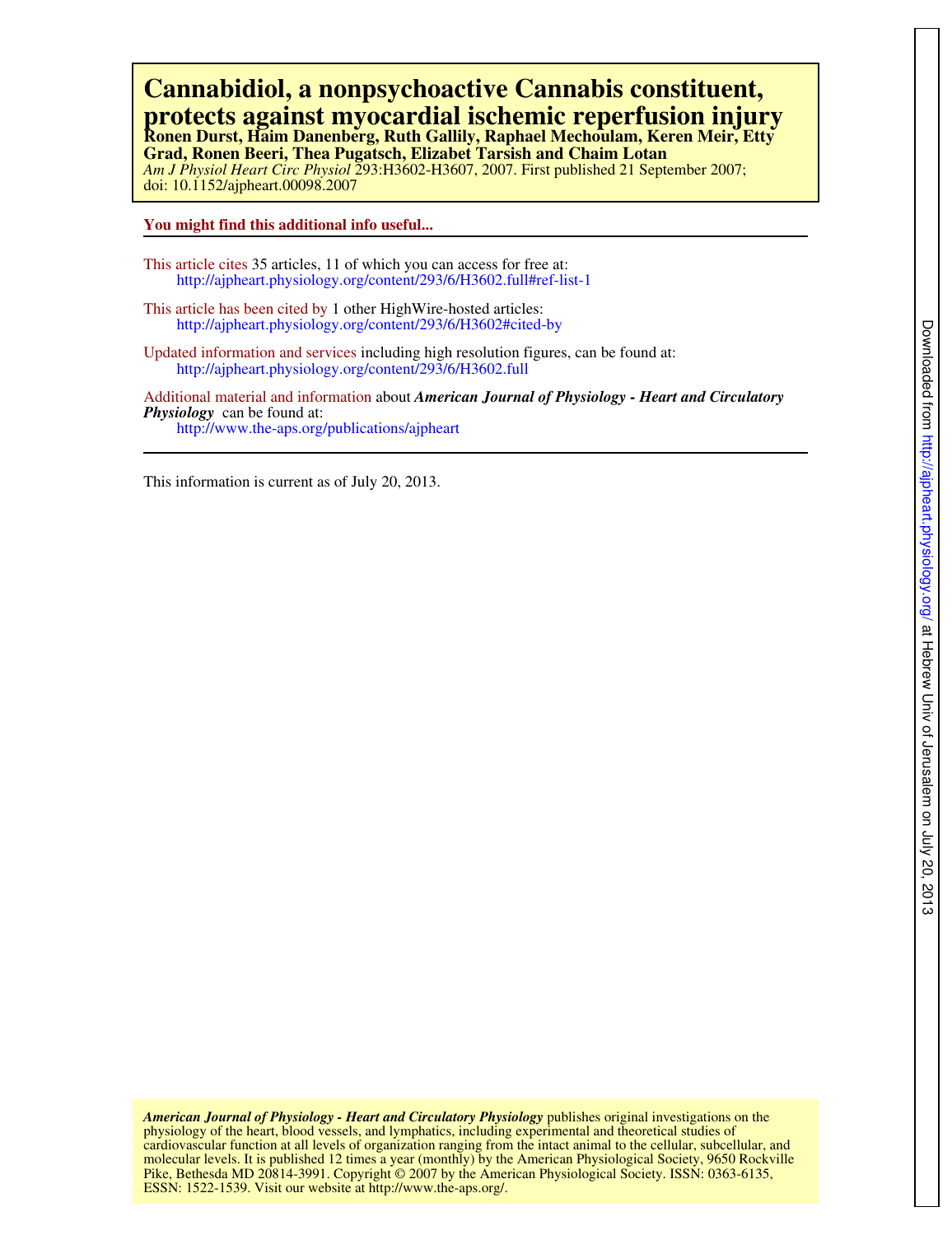# Cannabidiol, a nonpsychoactive Cannabis constituent, protects against myocardial ischemic reperfusion injury

**Ronen Durst, Haim Danenberg, Ruth Gallily, Raphael Mechoulam, Keren Meir, Etty Grad, Ronen Beeri, Thea Pugatsch, Elizabet Tarsish and Chaim Lotan**

*Am J Physiol Heart Circ Physiol* 293:H3602-H3607, 2007. First published 21 September 2007; doi: 10.1152/ajpheart.00098.2007

**You might find this additional info useful...**

This article cites 35 articles, 11 of which you can access for free at:
http://ajpheart.physiology.org/content/293/6/H3602.full#ref-list-1

This article has been cited by 1 other HighWire-hosted articles:
http://ajpheart.physiology.org/content/293/6/H3602#cited-by

Updated information and services including high resolution figures, can be found at:
http://ajpheart.physiology.org/content/293/6/H3602.full

Additional material and information about ***American Journal of Physiology - Heart and Circulatory Physiology*** can be found at:
http://www.the-aps.org/publications/ajpheart

This information is current as of July 20, 2013.

***American Journal of Physiology - Heart and Circulatory Physiology*** publishes original investigations on the physiology of the heart, blood vessels, and lymphatics, including experimental and theoretical studies of cardiovascular function at all levels of organization ranging from the intact animal to the cellular, subcellular, and molecular levels. It is published 12 times a year (monthly) by the American Physiological Society, 9650 Rockville Pike, Bethesda MD 20814-3991. Copyright © 2007 by the American Physiological Society. ISSN: 0363-6135, ESSN: 1522-1539. Visit our website at http://www.the-aps.org/.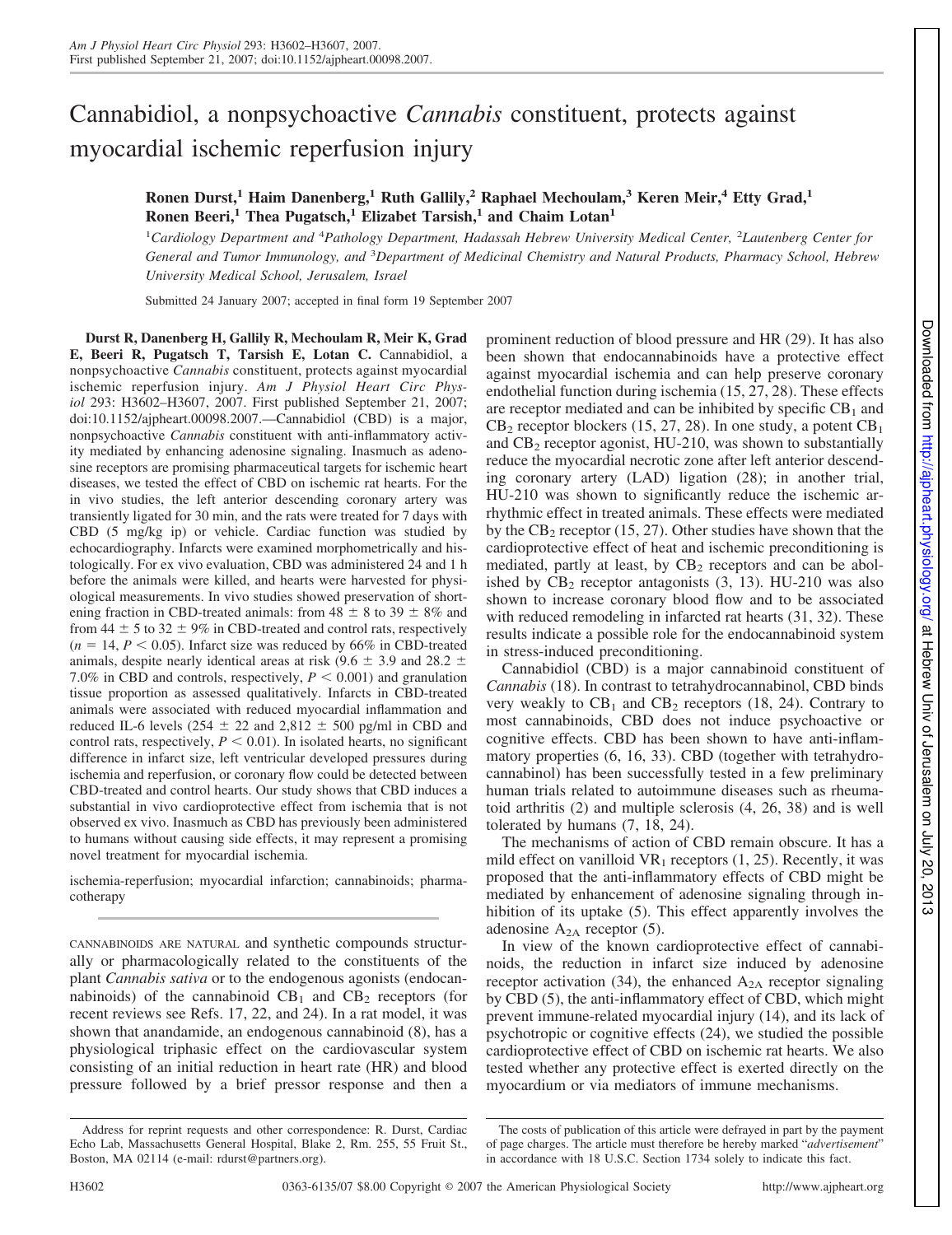# Cannabidiol, a nonpsychoactive *Cannabis* constituent, protects against myocardial ischemic reperfusion injury

**Ronen Durst,[1] Haim Danenberg,[1] Ruth Gallily,[2] Raphael Mechoulam,[3] Keren Meir,[4] Etty Grad,[1] Ronen Beeri,[1] Thea Pugatsch,[1] Elizabet Tarsish,[1] and Chaim Lotan[1]**

[1]*Cardiology Department and* [4]*Pathology Department, Hadassah Hebrew University Medical Center,* [2]*Lautenberg Center for General and Tumor Immunology, and* [3]*Department of Medicinal Chemistry and Natural Products, Pharmacy School, Hebrew University Medical School, Jerusalem, Israel*

Submitted 24 January 2007; accepted in final form 19 September 2007

**Durst R, Danenberg H, Gallily R, Mechoulam R, Meir K, Grad E, Beeri R, Pugatsch T, Tarsish E, Lotan C.** Cannabidiol, a nonpsychoactive *Cannabis* constituent, protects against myocardial ischemic reperfusion injury. *Am J Physiol Heart Circ Physiol* 293: H3602–H3607, 2007. First published September 21, 2007; doi:10.1152/ajpheart.00098.2007.—Cannabidiol (CBD) is a major, nonpsychoactive *Cannabis* constituent with anti-inflammatory activity mediated by enhancing adenosine signaling. Inasmuch as adenosine receptors are promising pharmaceutical targets for ischemic heart diseases, we tested the effect of CBD on ischemic rat hearts. For the in vivo studies, the left anterior descending coronary artery was transiently ligated for 30 min, and the rats were treated for 7 days with CBD (5 mg/kg ip) or vehicle. Cardiac function was studied by echocardiography. Infarcts were examined morphometrically and histologically. For ex vivo evaluation, CBD was administered 24 and 1 h before the animals were killed, and hearts were harvested for physiological measurements. In vivo studies showed preservation of shortening fraction in CBD-treated animals: from 48 ± 8 to 39 ± 8% and from 44 ± 5 to 32 ± 9% in CBD-treated and control rats, respectively ($n = 14$, $P < 0.05$). Infarct size was reduced by 66% in CBD-treated animals, despite nearly identical areas at risk (9.6 ± 3.9 and 28.2 ± 7.0% in CBD and controls, respectively, $P < 0.001$) and granulation tissue proportion as assessed qualitatively. Infarcts in CBD-treated animals were associated with reduced myocardial inflammation and reduced IL-6 levels (254 ± 22 and 2,812 ± 500 pg/ml in CBD and control rats, respectively, $P < 0.01$). In isolated hearts, no significant difference in infarct size, left ventricular developed pressures during ischemia and reperfusion, or coronary flow could be detected between CBD-treated and control hearts. Our study shows that CBD induces a substantial in vivo cardioprotective effect from ischemia that is not observed ex vivo. Inasmuch as CBD has previously been administered to humans without causing side effects, it may represent a promising novel treatment for myocardial ischemia.

ischemia-reperfusion; myocardial infarction; cannabinoids; pharmacotherapy

CANNABINOIDS ARE NATURAL and synthetic compounds structurally or pharmacologically related to the constituents of the plant *Cannabis sativa* or to the endogenous agonists (endocannabinoids) of the cannabinoid $CB_1$ and $CB_2$ receptors (for recent reviews see Refs. 17, 22, and 24). In a rat model, it was shown that anandamide, an endogenous cannabinoid (8), has a physiological triphasic effect on the cardiovascular system consisting of an initial reduction in heart rate (HR) and blood pressure followed by a brief pressor response and then a prominent reduction of blood pressure and HR (29). It has also been shown that endocannabinoids have a protective effect against myocardial ischemia and can help preserve coronary endothelial function during ischemia (15, 27, 28). These effects are receptor mediated and can be inhibited by specific $CB_1$ and $CB_2$ receptor blockers (15, 27, 28). In one study, a potent $CB_1$ and $CB_2$ receptor agonist, HU-210, was shown to substantially reduce the myocardial necrotic zone after left anterior descending coronary artery (LAD) ligation (28); in another trial, HU-210 was shown to significantly reduce the ischemic arrhythmic effect in treated animals. These effects were mediated by the $CB_2$ receptor (15, 27). Other studies have shown that the cardioprotective effect of heat and ischemic preconditioning is mediated, partly at least, by $CB_2$ receptors and can be abolished by $CB_2$ receptor antagonists (3, 13). HU-210 was also shown to increase coronary blood flow and to be associated with reduced remodeling in infarcted rat hearts (31, 32). These results indicate a possible role for the endocannabinoid system in stress-induced preconditioning.

Cannabidiol (CBD) is a major cannabinoid constituent of *Cannabis* (18). In contrast to tetrahydrocannabinol, CBD binds very weakly to $CB_1$ and $CB_2$ receptors (18, 24). Contrary to most cannabinoids, CBD does not induce psychoactive or cognitive effects. CBD has been shown to have anti-inflammatory properties (6, 16, 33). CBD (together with tetrahydrocannabinol) has been successfully tested in a few preliminary human trials related to autoimmune diseases such as rheumatoid arthritis (2) and multiple sclerosis (4, 26, 38) and is well tolerated by humans (7, 18, 24).

The mechanisms of action of CBD remain obscure. It has a mild effect on vanilloid $VR_1$ receptors (1, 25). Recently, it was proposed that the anti-inflammatory effects of CBD might be mediated by enhancement of adenosine signaling through inhibition of its uptake (5). This effect apparently involves the adenosine $A_{2A}$ receptor (5).

In view of the known cardioprotective effect of cannabinoids, the reduction in infarct size induced by adenosine receptor activation (34), the enhanced $A_{2A}$ receptor signaling by CBD (5), the anti-inflammatory effect of CBD, which might prevent immune-related myocardial injury (14), and its lack of psychotropic or cognitive effects (24), we studied the possible cardioprotective effect of CBD on ischemic rat hearts. We also tested whether any protective effect is exerted directly on the myocardium or via mediators of immune mechanisms.

Address for reprint requests and other correspondence: R. Durst, Cardiac Echo Lab, Massachusetts General Hospital, Blake 2, Rm. 255, 55 Fruit St., Boston, MA 02114 (e-mail: rdurst@partners.org).

The costs of publication of this article were defrayed in part by the payment of page charges. The article must therefore be hereby marked "*advertisement*" in accordance with 18 U.S.C. Section 1734 solely to indicate this fact.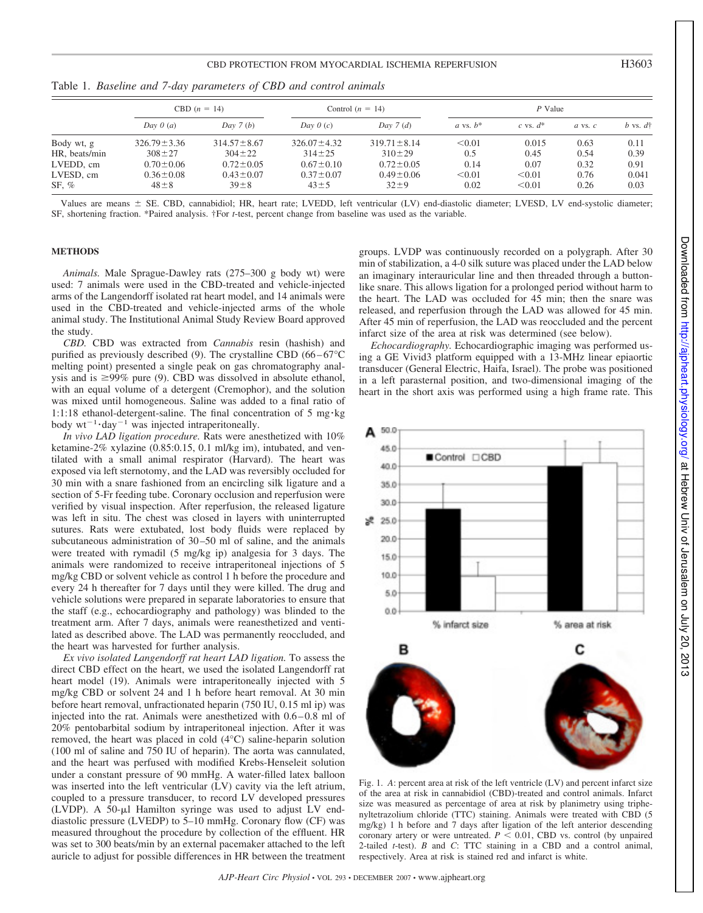Table 1. *Baseline and 7-day parameters of CBD and control animals*

| | CBD (n = 14) | | Control (n = 14) | | P Value | | | |
|---|---|---|---|---|---|---|---|---|
| | Day 0 (a) | Day 7 (b) | Day 0 (c) | Day 7 (d) | a vs. b* | c vs. d* | a vs. c | b vs. d† |
| Body wt, g | 326.79±3.36 | 314.57±8.67 | 326.07±4.32 | 319.71±8.14 | <0.01 | 0.015 | 0.63 | 0.11 |
| HR, beats/min | 308±27 | 304±22 | 314±25 | 310±29 | 0.5 | 0.45 | 0.54 | 0.39 |
| LVEDD, cm | 0.70±0.06 | 0.72±0.05 | 0.67±0.10 | 0.72±0.05 | 0.14 | 0.07 | 0.32 | 0.91 |
| LVESD, cm | 0.36±0.08 | 0.43±0.07 | 0.37±0.07 | 0.49±0.06 | <0.01 | <0.01 | 0.76 | 0.041 |
| SF, % | 48±8 | 39±8 | 43±5 | 32±9 | 0.02 | <0.01 | 0.26 | 0.03 |

Values are means ± SE. CBD, cannabidiol; HR, heart rate; LVEDD, left ventricular (LV) end-diastolic diameter; LVESD, LV end-systolic diameter; SF, shortening fraction. *Paired analysis. †For *t*-test, percent change from baseline was used as the variable.

## METHODS

*Animals.* Male Sprague-Dawley rats (275–300 g body wt) were used: 7 animals were used in the CBD-treated and vehicle-injected arms of the Langendorff isolated rat heart model, and 14 animals were used in the CBD-treated and vehicle-injected arms of the whole animal study. The Institutional Animal Study Review Board approved the study.

*CBD.* CBD was extracted from *Cannabis* resin (hashish) and purified as previously described (9). The crystalline CBD (66–67°C melting point) presented a single peak on gas chromatography analysis and is ≥99% pure (9). CBD was dissolved in absolute ethanol, with an equal volume of a detergent (Cremophor), and the solution was mixed until homogeneous. Saline was added to a final ratio of 1:1:18 ethanol-detergent-saline. The final concentration of 5 mg·kg body $wt^{-1}·day^{-1}$ was injected intraperitoneally.

*In vivo LAD ligation procedure.* Rats were anesthetized with 10% ketamine-2% xylazine (0.85:0.15, 0.1 ml/kg im), intubated, and ventilated with a small animal respirator (Harvard). The heart was exposed via left sternotomy, and the LAD was reversibly occluded for 30 min with a snare fashioned from an encircling silk ligature and a section of 5-Fr feeding tube. Coronary occlusion and reperfusion were verified by visual inspection. After reperfusion, the released ligature was left in situ. The chest was closed in layers with uninterrupted sutures. Rats were extubated, lost body fluids were replaced by subcutaneous administration of 30–50 ml of saline, and the animals were treated with rymadil (5 mg/kg ip) analgesia for 3 days. The animals were randomized to receive intraperitoneal injections of 5 mg/kg CBD or solvent vehicle as control 1 h before the procedure and every 24 h thereafter for 7 days until they were killed. The drug and vehicle solutions were prepared in separate laboratories to ensure that the staff (e.g., echocardiography and pathology) was blinded to the treatment arm. After 7 days, animals were reanesthetized and ventilated as described above. The LAD was permanently reoccluded, and the heart was harvested for further analysis.

*Ex vivo isolated Langendorff rat heart LAD ligation.* To assess the direct CBD effect on the heart, we used the isolated Langendorff rat heart model (19). Animals were intraperitoneally injected with 5 mg/kg CBD or solvent 24 and 1 h before heart removal. At 30 min before heart removal, unfractionated heparin (750 IU, 0.15 ml ip) was injected into the rat. Animals were anesthetized with 0.6–0.8 ml of 20% pentobarbital sodium by intraperitoneal injection. After it was removed, the heart was placed in cold (4°C) saline-heparin solution (100 ml of saline and 750 IU of heparin). The aorta was cannulated, and the heart was perfused with modified Krebs-Henseleit solution under a constant pressure of 90 mmHg. A water-filled latex balloon was inserted into the left ventricular (LV) cavity via the left atrium, coupled to a pressure transducer, to record LV developed pressures (LVDP). A 50-μl Hamilton syringe was used to adjust LV end-diastolic pressure (LVEDP) to 5–10 mmHg. Coronary flow (CF) was measured throughout the procedure by collection of the effluent. HR was set to 300 beats/min by an external pacemaker attached to the left auricle to adjust for possible differences in HR between the treatment groups. LVDP was continuously recorded on a polygraph. After 30 min of stabilization, a 4-0 silk suture was placed under the LAD below an imaginary interauricular line and then threaded through a button-like snare. This allows ligation for a prolonged period without harm to the heart. The LAD was occluded for 45 min; then the snare was released, and reperfusion through the LAD was allowed for 45 min. After 45 min of reperfusion, the LAD was reoccluded and the percent infarct size of the area at risk was determined (see below).

*Echocardiography.* Echocardiographic imaging was performed using a GE Vivid3 platform equipped with a 13-MHz linear epiaortic transducer (General Electric, Haifa, Israel). The probe was positioned in a left parasternal position, and two-dimensional imaging of the heart in the short axis was performed using a high frame rate. This

Fig. 1. *A*: percent area at risk of the left ventricle (LV) and percent infarct size of the area at risk in cannabidiol (CBD)-treated and control animals. Infarct size was measured as percentage of area at risk by planimetry using triphenyltetrazolium chloride (TTC) staining. Animals were treated with CBD (5 mg/kg) 1 h before and 7 days after ligation of the left anterior descending coronary artery or were untreated. $P < 0.01$, CBD vs. control (by unpaired 2-tailed *t*-test). *B* and *C*: TTC staining in a CBD and a control animal, respectively. Area at risk is stained red and infarct is white.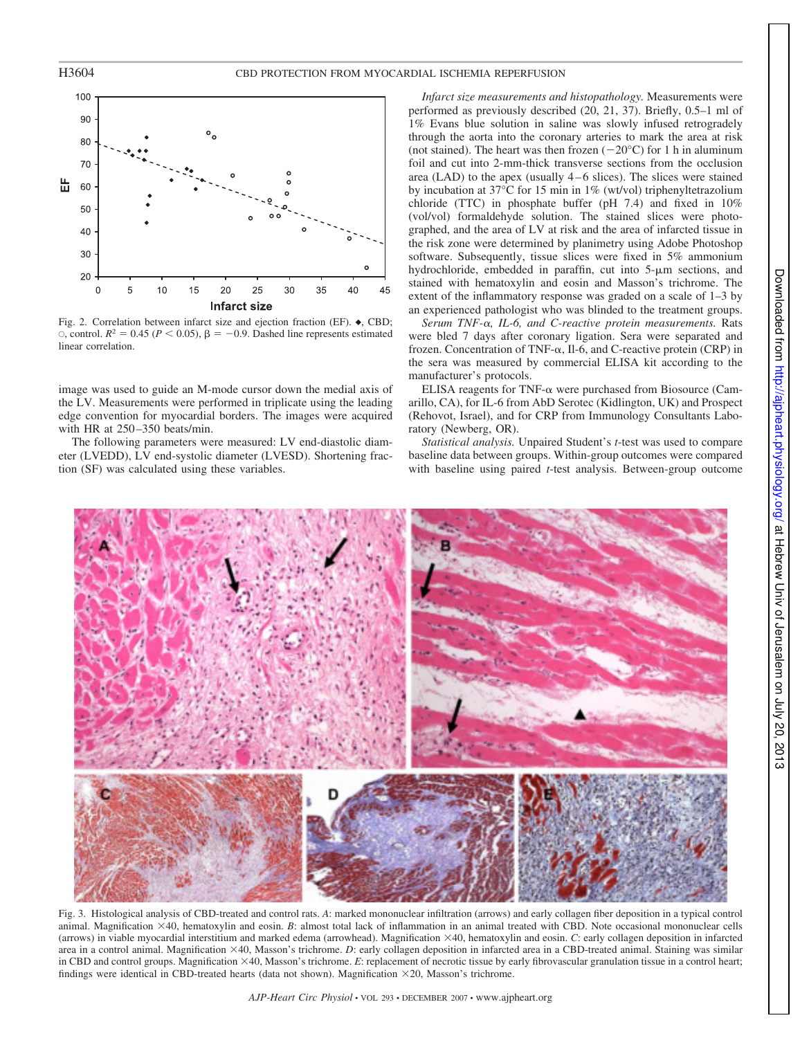Fig. 2. Correlation between infarct size and ejection fraction (EF). ◆, CBD; ○, control. $R^2 = 0.45$ ($P < 0.05$), $\beta = -0.9$. Dashed line represents estimated linear correlation.

image was used to guide an M-mode cursor down the medial axis of the LV. Measurements were performed in triplicate using the leading edge convention for myocardial borders. The images were acquired with HR at 250–350 beats/min.

The following parameters were measured: LV end-diastolic diameter (LVEDD), LV end-systolic diameter (LVESD). Shortening fraction (SF) was calculated using these variables.

*Infarct size measurements and histopathology.* Measurements were performed as previously described (20, 21, 37). Briefly, 0.5–1 ml of 1% Evans blue solution in saline was slowly infused retrogradely through the aorta into the coronary arteries to mark the area at risk (not stained). The heart was then frozen (−20°C) for 1 h in aluminum foil and cut into 2-mm-thick transverse sections from the occlusion area (LAD) to the apex (usually 4–6 slices). The slices were stained by incubation at 37°C for 15 min in 1% (wt/vol) triphenyltetrazolium chloride (TTC) in phosphate buffer (pH 7.4) and fixed in 10% (vol/vol) formaldehyde solution. The stained slices were photographed, and the area of LV at risk and the area of infarcted tissue in the risk zone were determined by planimetry using Adobe Photoshop software. Subsequently, tissue slices were fixed in 5% ammonium hydrochloride, embedded in paraffin, cut into 5-μm sections, and stained with hematoxylin and eosin and Masson's trichrome. The extent of the inflammatory response was graded on a scale of 1–3 by an experienced pathologist who was blinded to the treatment groups.

*Serum TNF-α, IL-6, and C-reactive protein measurements.* Rats were bled 7 days after coronary ligation. Sera were separated and frozen. Concentration of TNF-α, Il-6, and C-reactive protein (CRP) in the sera was measured by commercial ELISA kit according to the manufacturer's protocols.

ELISA reagents for TNF-α were purchased from Biosource (Camarillo, CA), for IL-6 from AbD Serotec (Kidlington, UK) and Prospect (Rehovot, Israel), and for CRP from Immunology Consultants Laboratory (Newberg, OR).

*Statistical analysis.* Unpaired Student's *t*-test was used to compare baseline data between groups. Within-group outcomes were compared with baseline using paired *t*-test analysis. Between-group outcome

Fig. 3. Histological analysis of CBD-treated and control rats. *A*: marked mononuclear infiltration (arrows) and early collagen fiber deposition in a typical control animal. Magnification ×40, hematoxylin and eosin. *B*: almost total lack of inflammation in an animal treated with CBD. Note occasional mononuclear cells (arrows) in viable myocardial interstitium and marked edema (arrowhead). Magnification ×40, hematoxylin and eosin. *C*: early collagen deposition in infarcted area in a control animal. Magnification ×40, Masson's trichrome. *D*: early collagen deposition in infarcted area in a CBD-treated animal. Staining was similar in CBD and control groups. Magnification ×40, Masson's trichrome. *E*: replacement of necrotic tissue by early fibrovascular granulation tissue in a control heart; findings were identical in CBD-treated hearts (data not shown). Magnification ×20, Masson's trichrome.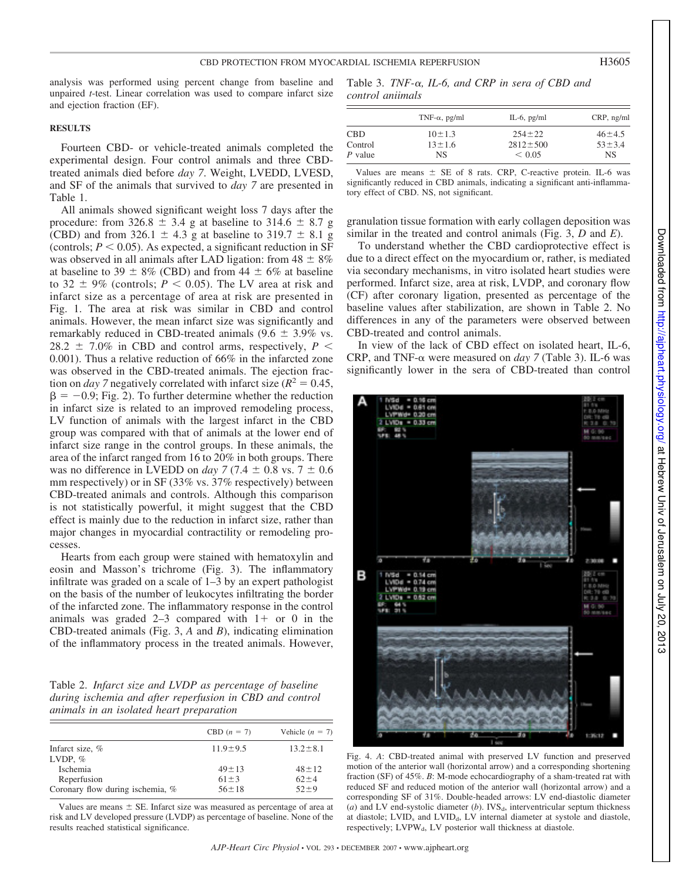analysis was performed using percent change from baseline and unpaired *t*-test. Linear correlation was used to compare infarct size and ejection fraction (EF).

## RESULTS

Fourteen CBD- or vehicle-treated animals completed the experimental design. Four control animals and three CBD-treated animals died before *day 7*. Weight, LVEDD, LVESD, and SF of the animals that survived to *day 7* are presented in Table 1.

All animals showed significant weight loss 7 days after the procedure: from 326.8 ± 3.4 g at baseline to 314.6 ± 8.7 g (CBD) and from 326.1 ± 4.3 g at baseline to 319.7 ± 8.1 g (controls; $P < 0.05$). As expected, a significant reduction in SF was observed in all animals after LAD ligation: from 48 ± 8% at baseline to 39 ± 8% (CBD) and from 44 ± 6% at baseline to 32 ± 9% (controls; $P < 0.05$). The LV area at risk and infarct size as a percentage of area at risk are presented in Fig. 1. The area at risk was similar in CBD and control animals. However, the mean infarct size was significantly and remarkably reduced in CBD-treated animals (9.6 ± 3.9% vs. 28.2 ± 7.0% in CBD and control arms, respectively, $P < 0.001$). Thus a relative reduction of 66% in the infarcted zone was observed in the CBD-treated animals. The ejection fraction on *day 7* negatively correlated with infarct size ($R^2 = 0.45$, $\beta = -0.9$; Fig. 2). To further determine whether the reduction in infarct size is related to an improved remodeling process, LV function of animals with the largest infarct in the CBD group was compared with that of animals at the lower end of infarct size range in the control groups. In these animals, the area of the infarct ranged from 16 to 20% in both groups. There was no difference in LVEDD on *day 7* (7.4 ± 0.8 vs. 7 ± 0.6 mm respectively) or in SF (33% vs. 37% respectively) between CBD-treated animals and controls. Although this comparison is not statistically powerful, it might suggest that the CBD effect is mainly due to the reduction in infarct size, rather than major changes in myocardial contractility or remodeling processes.

Hearts from each group were stained with hematoxylin and eosin and Masson's trichrome (Fig. 3). The inflammatory infiltrate was graded on a scale of 1–3 by an expert pathologist on the basis of the number of leukocytes infiltrating the border of the infarcted zone. The inflammatory response in the control animals was graded 2–3 compared with 1+ or 0 in the CBD-treated animals (Fig. 3, *A* and *B*), indicating elimination of the inflammatory process in the treated animals. However, granulation tissue formation with early collagen deposition was similar in the treated and control animals (Fig. 3, *D* and *E*).

To understand whether the CBD cardioprotective effect is due to a direct effect on the myocardium or, rather, is mediated via secondary mechanisms, in vitro isolated heart studies were performed. Infarct size, area at risk, LVDP, and coronary flow (CF) after coronary ligation, presented as percentage of the baseline values after stabilization, are shown in Table 2. No differences in any of the parameters were observed between CBD-treated and control animals.

In view of the lack of CBD effect on isolated heart, IL-6, CRP, and TNF-α were measured on *day 7* (Table 3). IL-6 was significantly lower in the sera of CBD-treated than control

Table 2. *Infarct size and LVDP as percentage of baseline during ischemia and after reperfusion in CBD and control animals in an isolated heart preparation*

| | CBD ($n$ = 7) | Vehicle ($n$ = 7) |
|---|---|---|
| Infarct size, % | 11.9±9.5 | 13.2±8.1 |
| LVDP, % | | |
| Ischemia | 49±13 | 48±12 |
| Reperfusion | 61±3 | 62±4 |
| Coronary flow during ischemia, % | 56±18 | 52±9 |

Values are means ± SE. Infarct size was measured as percentage of area at risk and LV developed pressure (LVDP) as percentage of baseline. None of the results reached statistical significance.

Table 3. *TNF-α, IL-6, and CRP in sera of CBD and control aniimals*

| | TNF-α, pg/ml | IL-6, pg/ml | CRP, ng/ml |
|---|---|---|---|
| CBD | 10±1.3 | 254±22 | 46±4.5 |
| Control | 13±1.6 | 2812±500 | 53±3.4 |
| *P* value | NS | < 0.05 | NS |

Values are means ± SE of 8 rats. CRP, C-reactive protein. IL-6 was significantly reduced in CBD animals, indicating a significant anti-inflammatory effect of CBD. NS, not significant.

Fig. 4. *A*: CBD-treated animal with preserved LV function and preserved motion of the anterior wall (horizontal arrow) and a corresponding shortening fraction (SF) of 45%. *B*: M-mode echocardiography of a sham-treated rat with reduced SF and reduced motion of the anterior wall (horizontal arrow) and a corresponding SF of 31%. Double-headed arrows: LV end-diastolic diameter (*a*) and LV end-systolic diameter (*b*). $IVS_d$, interventricular septum thickness at diastole; $LVID_s$ and $LVID_d$, LV internal diameter at systole and diastole, respectively; $LVPW_d$, LV posterior wall thickness at diastole.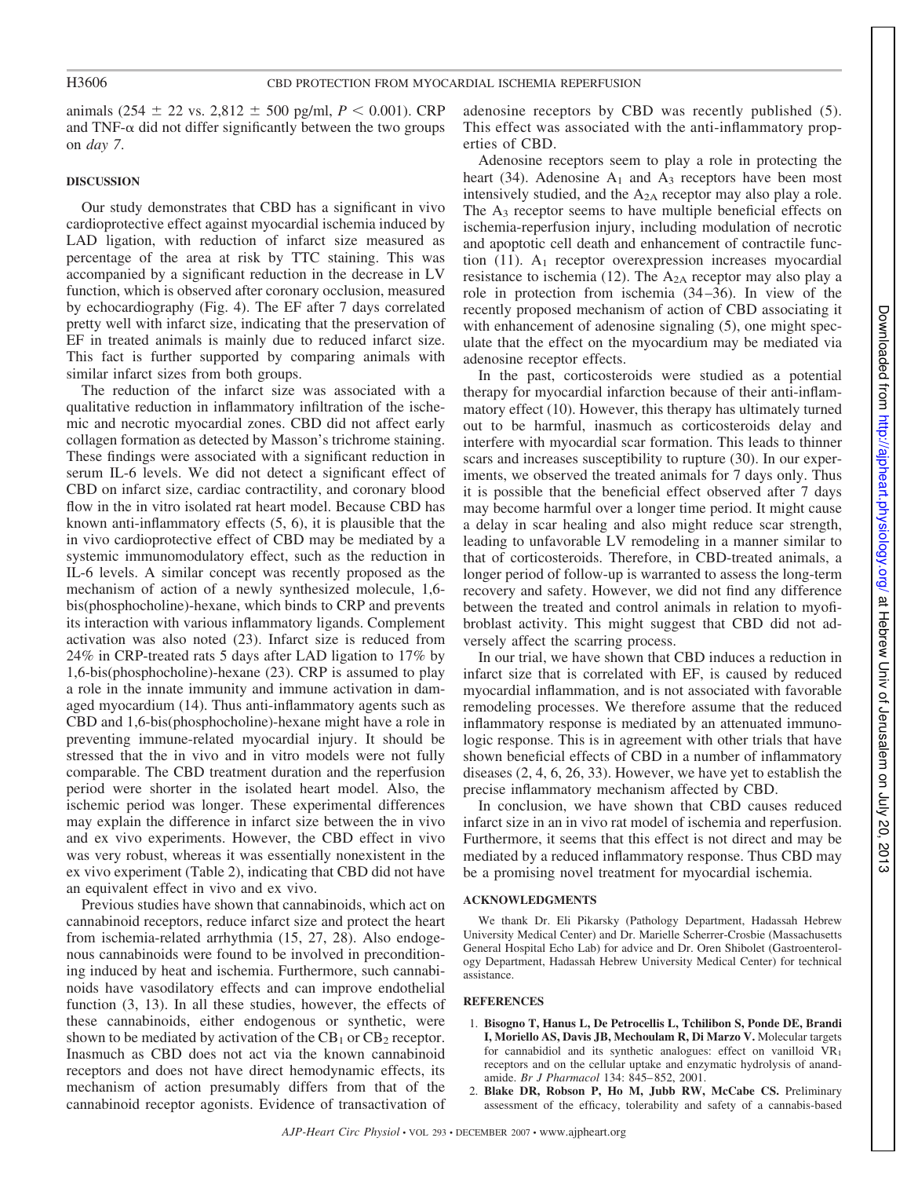animals (254 ± 22 vs. 2,812 ± 500 pg/ml, $P < 0.001$). CRP and TNF-α did not differ significantly between the two groups on *day 7*.

## DISCUSSION

Our study demonstrates that CBD has a significant in vivo cardioprotective effect against myocardial ischemia induced by LAD ligation, with reduction of infarct size measured as percentage of the area at risk by TTC staining. This was accompanied by a significant reduction in the decrease in LV function, which is observed after coronary occlusion, measured by echocardiography (Fig. 4). The EF after 7 days correlated pretty well with infarct size, indicating that the preservation of EF in treated animals is mainly due to reduced infarct size. This fact is further supported by comparing animals with similar infarct sizes from both groups.

The reduction of the infarct size was associated with a qualitative reduction in inflammatory infiltration of the ischemic and necrotic myocardial zones. CBD did not affect early collagen formation as detected by Masson's trichrome staining. These findings were associated with a significant reduction in serum IL-6 levels. We did not detect a significant effect of CBD on infarct size, cardiac contractility, and coronary blood flow in the in vitro isolated rat heart model. Because CBD has known anti-inflammatory effects (5, 6), it is plausible that the in vivo cardioprotective effect of CBD may be mediated by a systemic immunomodulatory effect, such as the reduction in IL-6 levels. A similar concept was recently proposed as the mechanism of action of a newly synthesized molecule, 1,6-bis(phosphocholine)-hexane, which binds to CRP and prevents its interaction with various inflammatory ligands. Complement activation was also noted (23). Infarct size is reduced from 24% in CRP-treated rats 5 days after LAD ligation to 17% by 1,6-bis(phosphocholine)-hexane (23). CRP is assumed to play a role in the innate immunity and immune activation in damaged myocardium (14). Thus anti-inflammatory agents such as CBD and 1,6-bis(phosphocholine)-hexane might have a role in preventing immune-related myocardial injury. It should be stressed that the in vivo and in vitro models were not fully comparable. The CBD treatment duration and the reperfusion period were shorter in the isolated heart model. Also, the ischemic period was longer. These experimental differences may explain the difference in infarct size between the in vivo and ex vivo experiments. However, the CBD effect in vivo was very robust, whereas it was essentially nonexistent in the ex vivo experiment (Table 2), indicating that CBD did not have an equivalent effect in vivo and ex vivo.

Previous studies have shown that cannabinoids, which act on cannabinoid receptors, reduce infarct size and protect the heart from ischemia-related arrhythmia (15, 27, 28). Also endogenous cannabinoids were found to be involved in preconditioning induced by heat and ischemia. Furthermore, such cannabinoids have vasodilatory effects and can improve endothelial function (3, 13). In all these studies, however, the effects of these cannabinoids, either endogenous or synthetic, were shown to be mediated by activation of the $CB_1$ or $CB_2$ receptor. Inasmuch as CBD does not act via the known cannabinoid receptors and does not have direct hemodynamic effects, its mechanism of action presumably differs from that of the cannabinoid receptor agonists. Evidence of transactivation of adenosine receptors by CBD was recently published (5). This effect was associated with the anti-inflammatory properties of CBD.

Adenosine receptors seem to play a role in protecting the heart (34). Adenosine $A_1$ and $A_3$ receptors have been most intensively studied, and the $A_{2A}$ receptor may also play a role. The $A_3$ receptor seems to have multiple beneficial effects on ischemia-reperfusion injury, including modulation of necrotic and apoptotic cell death and enhancement of contractile function (11). $A_1$ receptor overexpression increases myocardial resistance to ischemia (12). The $A_{2A}$ receptor may also play a role in protection from ischemia (34–36). In view of the recently proposed mechanism of action of CBD associating it with enhancement of adenosine signaling (5), one might speculate that the effect on the myocardium may be mediated via adenosine receptor effects.

In the past, corticosteroids were studied as a potential therapy for myocardial infarction because of their anti-inflammatory effect (10). However, this therapy has ultimately turned out to be harmful, inasmuch as corticosteroids delay and interfere with myocardial scar formation. This leads to thinner scars and increases susceptibility to rupture (30). In our experiments, we observed the treated animals for 7 days only. Thus it is possible that the beneficial effect observed after 7 days may become harmful over a longer time period. It might cause a delay in scar healing and also might reduce scar strength, leading to unfavorable LV remodeling in a manner similar to that of corticosteroids. Therefore, in CBD-treated animals, a longer period of follow-up is warranted to assess the long-term recovery and safety. However, we did not find any difference between the treated and control animals in relation to myofibroblast activity. This might suggest that CBD did not adversely affect the scarring process.

In our trial, we have shown that CBD induces a reduction in infarct size that is correlated with EF, is caused by reduced myocardial inflammation, and is not associated with favorable remodeling processes. We therefore assume that the reduced inflammatory response is mediated by an attenuated immunologic response. This is in agreement with other trials that have shown beneficial effects of CBD in a number of inflammatory diseases (2, 4, 6, 26, 33). However, we have yet to establish the precise inflammatory mechanism affected by CBD.

In conclusion, we have shown that CBD causes reduced infarct size in an in vivo rat model of ischemia and reperfusion. Furthermore, it seems that this effect is not direct and may be mediated by a reduced inflammatory response. Thus CBD may be a promising novel treatment for myocardial ischemia.

## ACKNOWLEDGMENTS

We thank Dr. Eli Pikarsky (Pathology Department, Hadassah Hebrew University Medical Center) and Dr. Marielle Scherrer-Crosbie (Massachusetts General Hospital Echo Lab) for advice and Dr. Oren Shibolet (Gastroenterology Department, Hadassah Hebrew University Medical Center) for technical assistance.

## REFERENCES

1. **Bisogno T, Hanus L, De Petrocellis L, Tchilibon S, Ponde DE, Brandi I, Moriello AS, Davis JB, Mechoulam R, Di Marzo V.** Molecular targets for cannabidiol and its synthetic analogues: effect on vanilloid $VR_1$ receptors and on the cellular uptake and enzymatic hydrolysis of anandamide. *Br J Pharmacol* 134: 845–852, 2001.
2. **Blake DR, Robson P, Ho M, Jubb RW, McCabe CS.** Preliminary assessment of the efficacy, tolerability and safety of a cannabis-based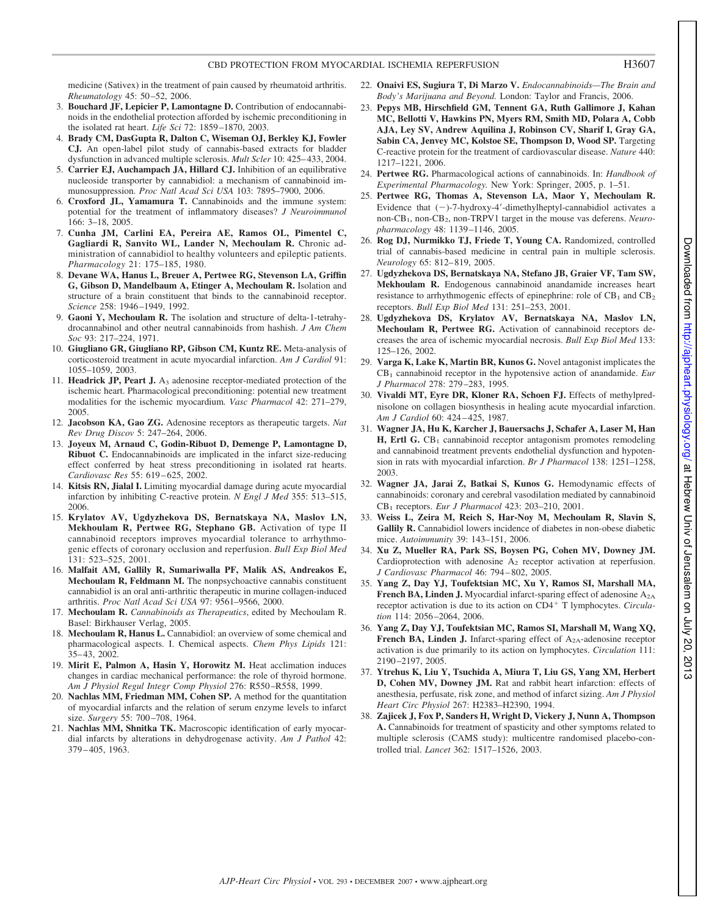medicine (Sativex) in the treatment of pain caused by rheumatoid arthritis. *Rheumatology* 45: 50–52, 2006.

3. **Bouchard JF, Lepicier P, Lamontagne D.** Contribution of endocannabinoids in the endothelial protection afforded by ischemic preconditioning in the isolated rat heart. *Life Sci* 72: 1859–1870, 2003.
4. **Brady CM, DasGupta R, Dalton C, Wiseman OJ, Berkley KJ, Fowler CJ.** An open-label pilot study of cannabis-based extracts for bladder dysfunction in advanced multiple sclerosis. *Mult Scler* 10: 425–433, 2004.
5. **Carrier EJ, Auchampach JA, Hillard CJ.** Inhibition of an equilibrative nucleoside transporter by cannabidiol: a mechanism of cannabinoid immunosuppression. *Proc Natl Acad Sci USA* 103: 7895–7900, 2006.
6. **Croxford JL, Yamamura T.** Cannabinoids and the immune system: potential for the treatment of inflammatory diseases? *J Neuroimmunol* 166: 3–18, 2005.
7. **Cunha JM, Carlini EA, Pereira AE, Ramos OL, Pimentel C, Gagliardi R, Sanvito WL, Lander N, Mechoulam R.** Chronic administration of cannabidiol to healthy volunteers and epileptic patients. *Pharmacology* 21: 175–185, 1980.
8. **Devane WA, Hanus L, Breuer A, Pertwee RG, Stevenson LA, Griffin G, Gibson D, Mandelbaum A, Etinger A, Mechoulam R.** Isolation and structure of a brain constituent that binds to the cannabinoid receptor. *Science* 258: 1946–1949, 1992.
9. **Gaoni Y, Mechoulam R.** The isolation and structure of delta-1-tetrahydrocannabinol and other neutral cannabinoids from hashish. *J Am Chem Soc* 93: 217–224, 1971.
10. **Giugliano GR, Giugliano RP, Gibson CM, Kuntz RE.** Meta-analysis of corticosteroid treatment in acute myocardial infarction. *Am J Cardiol* 91: 1055–1059, 2003.
11. **Headrick JP, Peart J.** $A_3$ adenosine receptor-mediated protection of the ischemic heart. Pharmacological preconditioning: potential new treatment modalities for the ischemic myocardium. *Vasc Pharmacol* 42: 271–279, 2005.
12. **Jacobson KA, Gao ZG.** Adenosine receptors as therapeutic targets. *Nat Rev Drug Discov* 5: 247–264, 2006.
13. **Joyeux M, Arnaud C, Godin-Ribuot D, Demenge P, Lamontagne D, Ribuot C.** Endocannabinoids are implicated in the infarct size-reducing effect conferred by heat stress preconditioning in isolated rat hearts. *Cardiovasc Res* 55: 619–625, 2002.
14. **Kitsis RN, Jialal I.** Limiting myocardial damage during acute myocardial infarction by inhibiting C-reactive protein. *N Engl J Med* 355: 513–515, 2006.
15. **Krylatov AV, Ugdyzhekova DS, Bernatskaya NA, Maslov LN, Mekhoulam R, Pertwee RG, Stephano GB.** Activation of type II cannabinoid receptors improves myocardial tolerance to arrhythmogenic effects of coronary occlusion and reperfusion. *Bull Exp Biol Med* 131: 523–525, 2001.
16. **Malfait AM, Gallily R, Sumariwalla PF, Malik AS, Andreakos E, Mechoulam R, Feldmann M.** The nonpsychoactive cannabis constituent cannabidiol is an oral anti-arthritic therapeutic in murine collagen-induced arthritis. *Proc Natl Acad Sci USA* 97: 9561–9566, 2000.
17. **Mechoulam R.** *Cannabinoids as Therapeutics*, edited by Mechoulam R. Basel: Birkhauser Verlag, 2005.
18. **Mechoulam R, Hanus L.** Cannabidiol: an overview of some chemical and pharmacological aspects. I. Chemical aspects. *Chem Phys Lipids* 121: 35–43, 2002.
19. **Mirit E, Palmon A, Hasin Y, Horowitz M.** Heat acclimation induces changes in cardiac mechanical performance: the role of thyroid hormone. *Am J Physiol Regul Integr Comp Physiol* 276: R550–R558, 1999.
20. **Nachlas MM, Friedman MM, Cohen SP.** A method for the quantitation of myocardial infarcts and the relation of serum enzyme levels to infarct size. *Surgery* 55: 700–708, 1964.
21. **Nachlas MM, Shnitka TK.** Macroscopic identification of early myocardial infarcts by alterations in dehydrogenase activity. *Am J Pathol* 42: 379–405, 1963.
22. **Onaivi ES, Sugiura T, Di Marzo V.** *Endocannabinoids—The Brain and Body's Marijuana and Beyond.* London: Taylor and Francis, 2006.
23. **Pepys MB, Hirschfield GM, Tennent GA, Ruth Gallimore J, Kahan MC, Bellotti V, Hawkins PN, Myers RM, Smith MD, Polara A, Cobb AJA, Ley SV, Andrew Aquilina J, Robinson CV, Sharif I, Gray GA, Sabin CA, Jenvey MC, Kolstoe SE, Thompson D, Wood SP.** Targeting C-reactive protein for the treatment of cardiovascular disease. *Nature* 440: 1217–1221, 2006.
24. **Pertwee RG.** Pharmacological actions of cannabinoids. In: *Handbook of Experimental Pharmacology.* New York: Springer, 2005, p. 1–51.
25. **Pertwee RG, Thomas A, Stevenson LA, Maor Y, Mechoulam R.** Evidence that (−)-7-hydroxy-4′-dimethylheptyl-cannabidiol activates a non-$CB_1$, non-$CB_2$, non-TRPV1 target in the mouse vas deferens. *Neuropharmacology* 48: 1139–1146, 2005.
26. **Rog DJ, Nurmikko TJ, Friede T, Young CA.** Randomized, controlled trial of cannabis-based medicine in central pain in multiple sclerosis. *Neurology* 65: 812–819, 2005.
27. **Ugdyzhekova DS, Bernatskaya NA, Stefano JB, Graier VF, Tam SW, Mekhoulam R.** Endogenous cannabinoid anandamide increases heart resistance to arrhythmogenic effects of epinephrine: role of $CB_1$ and $CB_2$ receptors. *Bull Exp Biol Med* 131: 251–253, 2001.
28. **Ugdyzhekova DS, Krylatov AV, Bernatskaya NA, Maslov LN, Mechoulam R, Pertwee RG.** Activation of cannabinoid receptors decreases the area of ischemic myocardial necrosis. *Bull Exp Biol Med* 133: 125–126, 2002.
29. **Varga K, Lake K, Martin BR, Kunos G.** Novel antagonist implicates the $CB_1$ cannabinoid receptor in the hypotensive action of anandamide. *Eur J Pharmacol* 278: 279–283, 1995.
30. **Vivaldi MT, Eyre DR, Kloner RA, Schoen FJ.** Effects of methylprednisolone on collagen biosynthesis in healing acute myocardial infarction. *Am J Cardiol* 60: 424–425, 1987.
31. **Wagner JA, Hu K, Karcher J, Bauersachs J, Schafer A, Laser M, Han H, Ertl G.** $CB_1$ cannabinoid receptor antagonism promotes remodeling and cannabinoid treatment prevents endothelial dysfunction and hypotension in rats with myocardial infarction. *Br J Pharmacol* 138: 1251–1258, 2003.
32. **Wagner JA, Jarai Z, Batkai S, Kunos G.** Hemodynamic effects of cannabinoids: coronary and cerebral vasodilation mediated by cannabinoid $CB_1$ receptors. *Eur J Pharmacol* 423: 203–210, 2001.
33. **Weiss L, Zeira M, Reich S, Har-Noy M, Mechoulam R, Slavin S, Gallily R.** Cannabidiol lowers incidence of diabetes in non-obese diabetic mice. *Autoimmunity* 39: 143–151, 2006.
34. **Xu Z, Mueller RA, Park SS, Boysen PG, Cohen MV, Downey JM.** Cardioprotection with adenosine $A_2$ receptor activation at reperfusion. *J Cardiovasc Pharmacol* 46: 794–802, 2005.
35. **Yang Z, Day YJ, Toufektsian MC, Xu Y, Ramos SI, Marshall MA, French BA, Linden J.** Myocardial infarct-sparing effect of adenosine $A_{2A}$ receptor activation is due to its action on $CD4^+$ T lymphocytes. *Circulation* 114: 2056–2064, 2006.
36. **Yang Z, Day YJ, Toufektsian MC, Ramos SI, Marshall M, Wang XQ, French BA, Linden J.** Infarct-sparing effect of $A_{2A}$-adenosine receptor activation is due primarily to its action on lymphocytes. *Circulation* 111: 2190–2197, 2005.
37. **Ytrehus K, Liu Y, Tsuchida A, Miura T, Liu GS, Yang XM, Herbert D, Cohen MV, Downey JM.** Rat and rabbit heart infarction: effects of anesthesia, perfusate, risk zone, and method of infarct sizing. *Am J Physiol Heart Circ Physiol* 267: H2383–H2390, 1994.
38. **Zajicek J, Fox P, Sanders H, Wright D, Vickery J, Nunn A, Thompson A.** Cannabinoids for treatment of spasticity and other symptoms related to multiple sclerosis (CAMS study): multicentre randomised placebo-controlled trial. *Lancet* 362: 1517–1526, 2003.